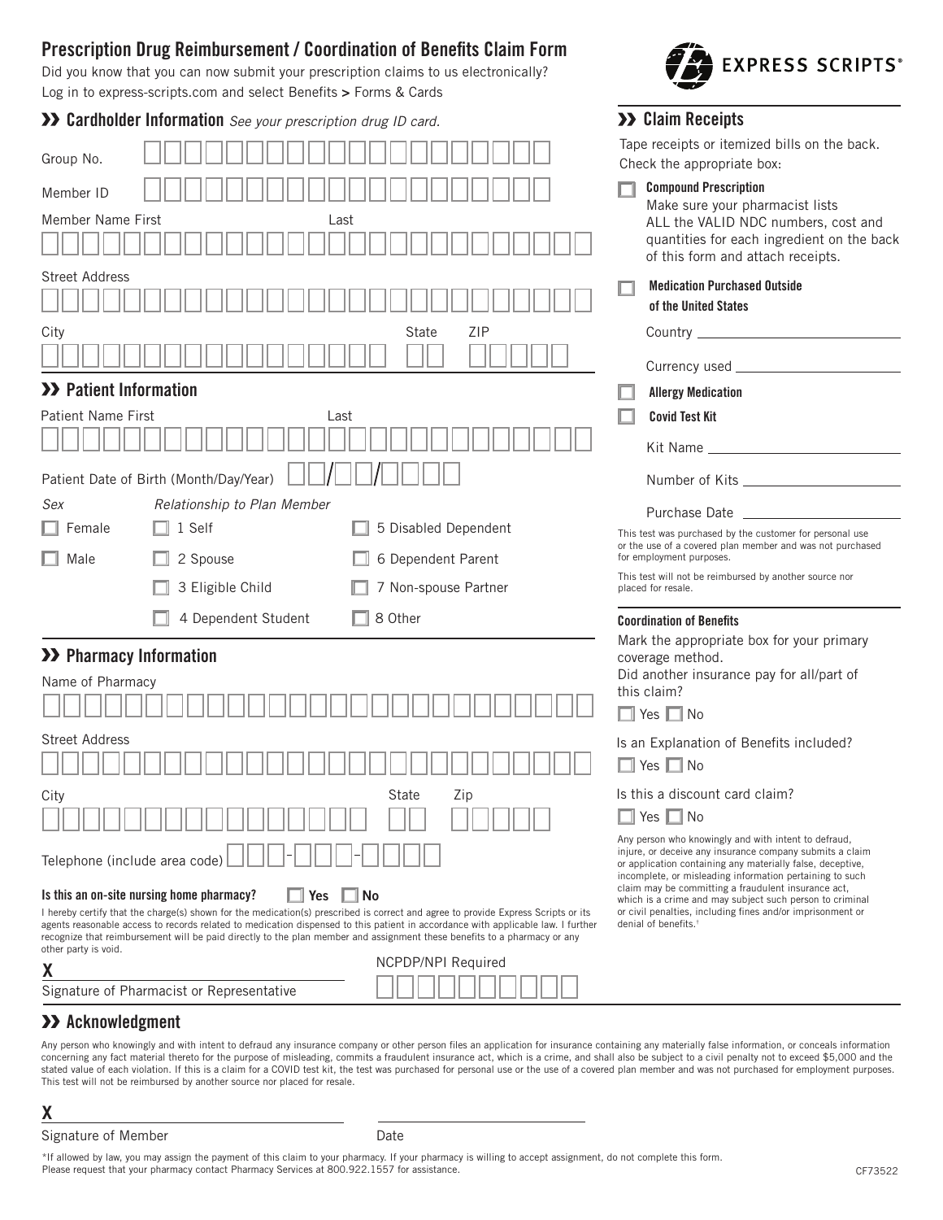# Prescription Drug Reimbursement / Coordination of Benefits Claim Form

Did you know that you can now submit your prescription claims to us electronically?
Log in to express-scripts.com and select Benefits > Forms & Cards

EXPRESS SCRIPTS®

## Cardholder Information *See your prescription drug ID card.*

Group No.

Member ID

Member Name First Last

Street Address

City State ZIP

## Patient Information

Patient Name First Last

Patient Date of Birth (Month/Day/Year) __/__/____

*Sex*
- ☐ Female
- ☐ Male

*Relationship to Plan Member*
- ☐ 1 Self
- ☐ 2 Spouse
- ☐ 3 Eligible Child
- ☐ 4 Dependent Student
- ☐ 5 Disabled Dependent
- ☐ 6 Dependent Parent
- ☐ 7 Non-spouse Partner
- ☐ 8 Other

## Pharmacy Information

Name of Pharmacy

Street Address

City State Zip

Telephone (include area code) ___-___-____

**Is this an on-site nursing home pharmacy?** ☐ **Yes** ☐ **No**

I hereby certify that the charge(s) shown for the medication(s) prescribed is correct and agree to provide Express Scripts or its agents reasonable access to records related to medication dispensed to this patient in accordance with applicable law. I further recognize that reimbursement will be paid directly to the plan member and assignment these benefits to a pharmacy or any other party is void.

**X** ______________________________
Signature of Pharmacist or Representative

NCPDP/NPI Required

## Claim Receipts

Tape receipts or itemized bills on the back.
Check the appropriate box:

- ☐ **Compound Prescription**
  Make sure your pharmacist lists ALL the VALID NDC numbers, cost and quantities for each ingredient on the back of this form and attach receipts.
- ☐ **Medication Purchased Outside of the United States**
  Country ______________________
  Currency used ______________________
- ☐ **Allergy Medication**
- ☐ **Covid Test Kit**
  Kit Name ______________________
  Number of Kits ______________________
  Purchase Date ______________________

This test was purchased by the customer for personal use or the use of a covered plan member and was not purchased for employment purposes.

This test will not be reimbursed by another source nor placed for resale.

### Coordination of Benefits

Mark the appropriate box for your primary coverage method.

Did another insurance pay for all/part of this claim?
☐ Yes ☐ No

Is an Explanation of Benefits included?
☐ Yes ☐ No

Is this a discount card claim?
☐ Yes ☐ No

Any person who knowingly and with intent to defraud, injure, or deceive any insurance company submits a claim or application containing any materially false, deceptive, incomplete, or misleading information pertaining to such claim may be committing a fraudulent insurance act, which is a crime and may subject such person to criminal or civil penalties, including fines and/or imprisonment or denial of benefits.†

## Acknowledgment

Any person who knowingly and with intent to defraud any insurance company or other person files an application for insurance containing any materially false information, or conceals information concerning any fact material thereto for the purpose of misleading, commits a fraudulent insurance act, which is a crime, and shall also be subject to a civil penalty not to exceed $5,000 and the stated value of each violation. If this is a claim for a COVID test kit, the test was purchased for personal use or the use of a covered plan member and was not purchased for employment purposes. This test will not be reimbursed by another source nor placed for resale.

**X** ______________________________ ______________________
Signature of Member Date

*If allowed by law, you may assign the payment of this claim to your pharmacy. If your pharmacy is willing to accept assignment, do not complete this form. Please request that your pharmacy contact Pharmacy Services at 800.922.1557 for assistance.

CF73522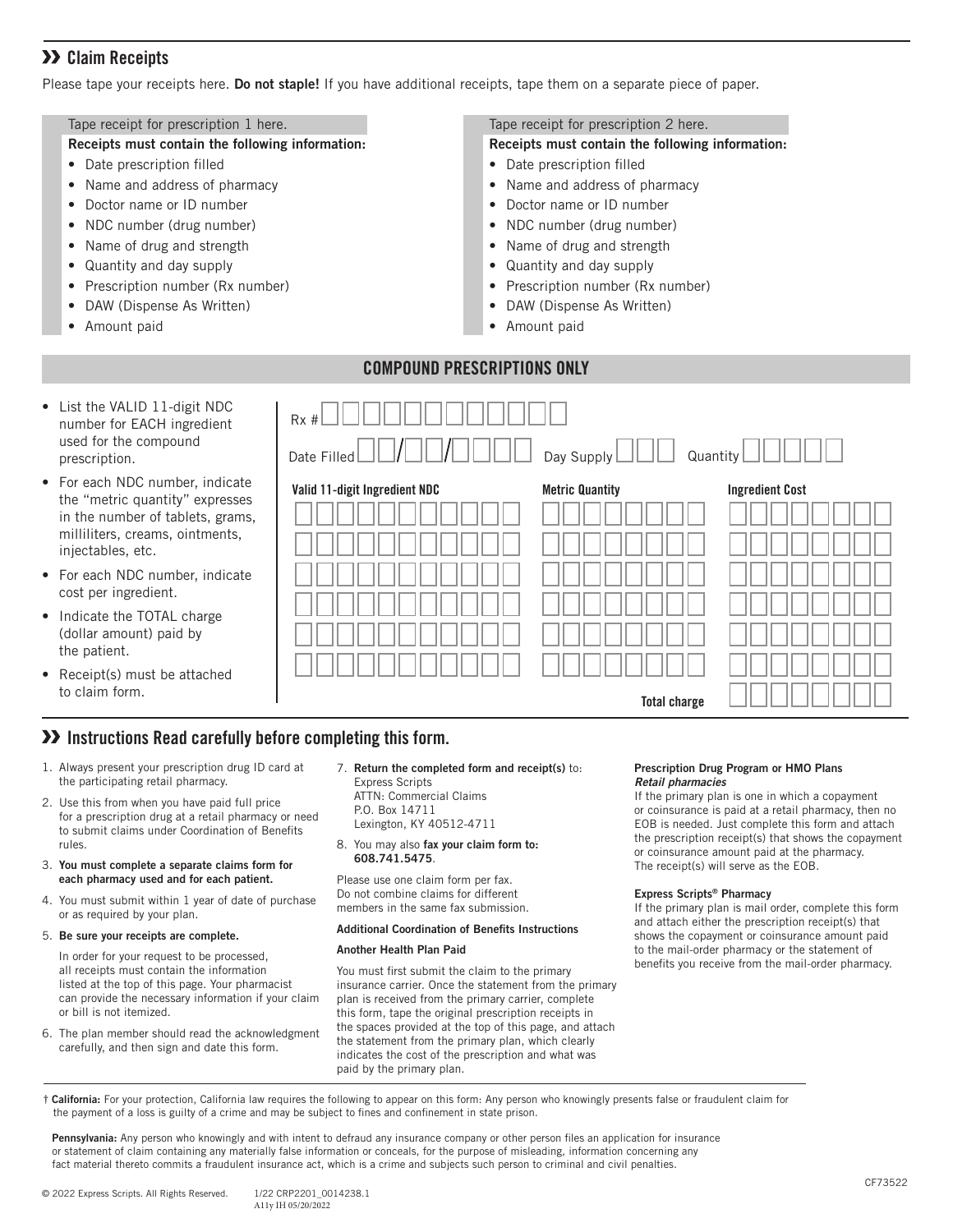## Claim Receipts

Please tape your receipts here. **Do not staple!** If you have additional receipts, tape them on a separate piece of paper.

Tape receipt for prescription 1 here.

**Receipts must contain the following information:**

- Date prescription filled
- Name and address of pharmacy
- Doctor name or ID number
- NDC number (drug number)
- Name of drug and strength
- Quantity and day supply
- Prescription number (Rx number)
- DAW (Dispense As Written)
- Amount paid

Tape receipt for prescription 2 here.

**Receipts must contain the following information:**

- Date prescription filled
- Name and address of pharmacy
- Doctor name or ID number
- NDC number (drug number)
- Name of drug and strength
- Quantity and day supply
- Prescription number (Rx number)
- DAW (Dispense As Written)
- Amount paid

### COMPOUND PRESCRIPTIONS ONLY

- List the VALID 11-digit NDC number for EACH ingredient used for the compound prescription.
- For each NDC number, indicate the "metric quantity" expresses in the number of tablets, grams, milliliters, creams, ointments, injectables, etc.
- For each NDC number, indicate cost per ingredient.
- Indicate the TOTAL charge (dollar amount) paid by the patient.
- Receipt(s) must be attached to claim form.

Rx # ____________

Date Filled __/__/____ Day Supply ___ Quantity _____

| Valid 11-digit Ingredient NDC | Metric Quantity | Ingredient Cost |
|---|---|---|
| | | |
| | | |
| | | |
| | | |
| | | |
| | | |
| | **Total charge** | |

## Instructions Read carefully before completing this form.

1. Always present your prescription drug ID card at the participating retail pharmacy.
2. Use this from when you have paid full price for a prescription drug at a retail pharmacy or need to submit claims under Coordination of Benefits rules.
3. **You must complete a separate claims form for each pharmacy used and for each patient.**
4. You must submit within 1 year of date of purchase or as required by your plan.
5. **Be sure your receipts are complete.**

   In order for your request to be processed, all receipts must contain the information listed at the top of this page. Your pharmacist can provide the necessary information if your claim or bill is not itemized.
6. The plan member should read the acknowledgment carefully, and then sign and date this form.
7. **Return the completed form and receipt(s)** to:
   Express Scripts
   ATTN: Commercial Claims
   P.O. Box 14711
   Lexington, KY 40512-4711
8. You may also **fax your claim form to: 608.741.5475**.

Please use one claim form per fax. Do not combine claims for different members in the same fax submission.

**Additional Coordination of Benefits Instructions**

**Another Health Plan Paid**

You must first submit the claim to the primary insurance carrier. Once the statement from the primary plan is received from the primary carrier, complete this form, tape the original prescription receipts in the spaces provided at the top of this page, and attach the statement from the primary plan, which clearly indicates the cost of the prescription and what was paid by the primary plan.

**Prescription Drug Program or HMO Plans**
***Retail pharmacies***

If the primary plan is one in which a copayment or coinsurance is paid at a retail pharmacy, then no EOB is needed. Just complete this form and attach the prescription receipt(s) that shows the copayment or coinsurance amount paid at the pharmacy. The receipt(s) will serve as the EOB.

**Express Scripts® Pharmacy**

If the primary plan is mail order, complete this form and attach either the prescription receipt(s) that shows the copayment or coinsurance amount paid to the mail-order pharmacy or the statement of benefits you receive from the mail-order pharmacy.

† **California:** For your protection, California law requires the following to appear on this form: Any person who knowingly presents false or fraudulent claim for the payment of a loss is guilty of a crime and may be subject to fines and confinement in state prison.

**Pennsylvania:** Any person who knowingly and with intent to defraud any insurance company or other person files an application for insurance or statement of claim containing any materially false information or conceals, for the purpose of misleading, information concerning any fact material thereto commits a fraudulent insurance act, which is a crime and subjects such person to criminal and civil penalties.

© 2022 Express Scripts. All Rights Reserved. 1/22 CRP2201_0014238.1 A11y IH 05/20/2022

CF73522